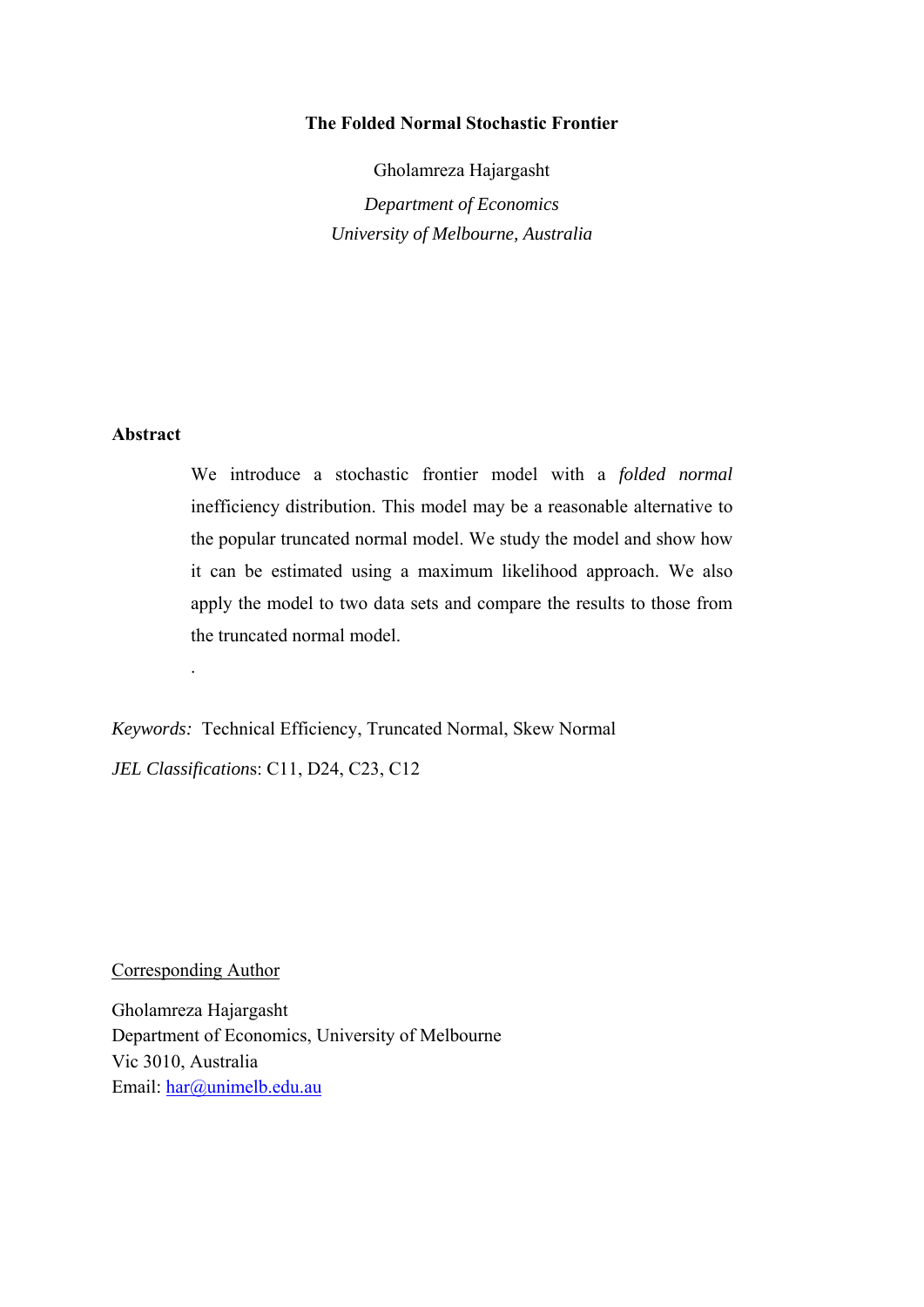# The Folded Normal Stochastic Frontier

Gholamreza Hajargasht

*Department of Economics*

*University of Melbourne, Australia*

## Abstract

We introduce a stochastic frontier model with a *folded normal* inefficiency distribution. This model may be a reasonable alternative to the popular truncated normal model. We study the model and show how it can be estimated using a maximum likelihood approach. We also apply the model to two data sets and compare the results to those from the truncated normal model.

.

*Keywords:* Technical Efficiency, Truncated Normal, Skew Normal

*JEL Classification*s: C11, D24, C23, C12

Corresponding Author

Gholamreza Hajargasht  
Department of Economics, University of Melbourne  
Vic 3010, Australia  
Email: har@unimelb.edu.au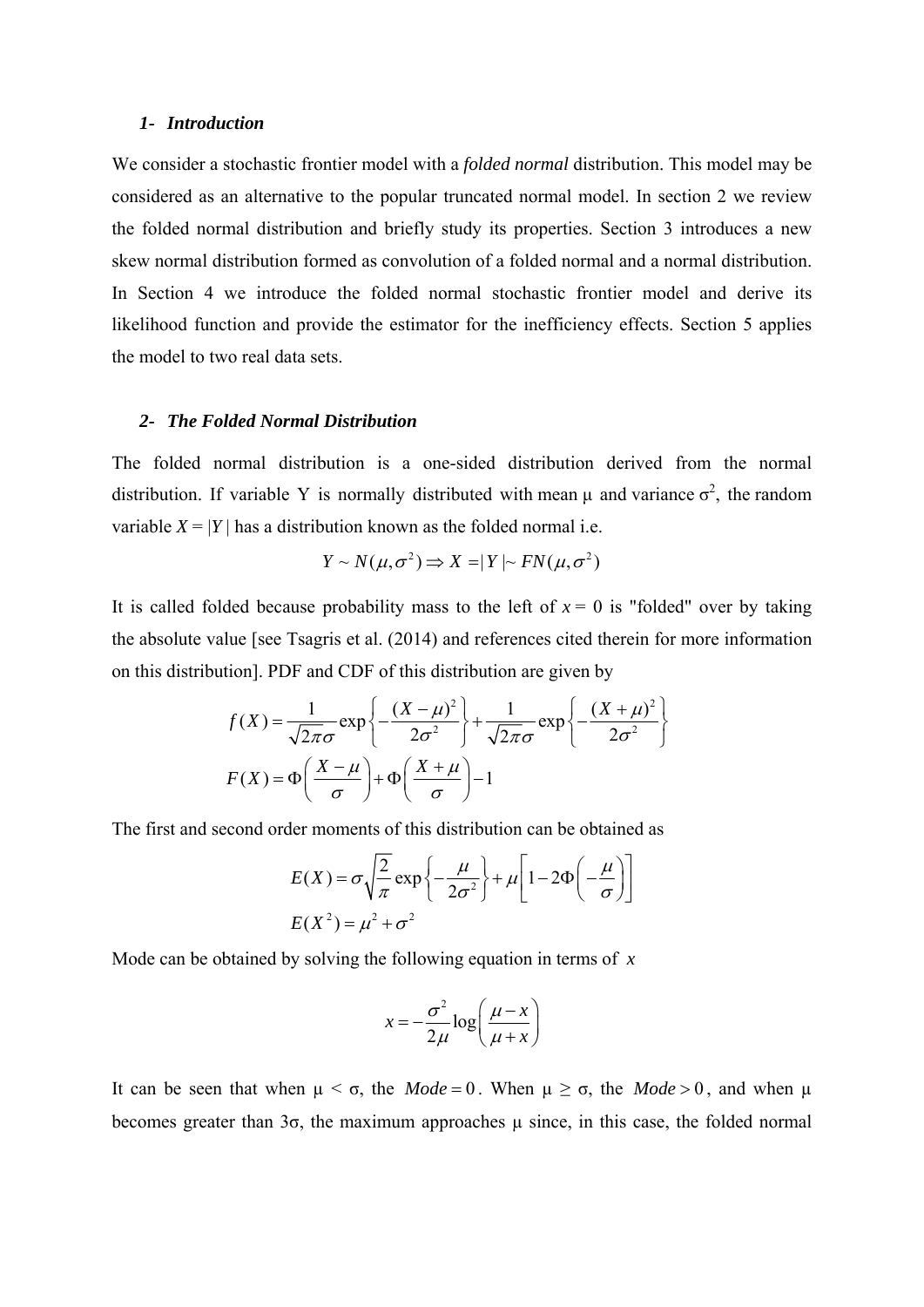### *1- Introduction*

We consider a stochastic frontier model with a *folded normal* distribution. This model may be considered as an alternative to the popular truncated normal model. In section 2 we review the folded normal distribution and briefly study its properties. Section 3 introduces a new skew normal distribution formed as convolution of a folded normal and a normal distribution. In Section 4 we introduce the folded normal stochastic frontier model and derive its likelihood function and provide the estimator for the inefficiency effects. Section 5 applies the model to two real data sets.

### *2- The Folded Normal Distribution*

The folded normal distribution is a one-sided distribution derived from the normal distribution. If variable Y is normally distributed with mean $\mu$ and variance $\sigma^2$, the random variable $X = |Y|$ has a distribution known as the folded normal i.e.

$$Y \sim N(\mu, \sigma^2) \Rightarrow X = |Y| \sim FN(\mu, \sigma^2)$$

It is called folded because probability mass to the left of $x = 0$ is "folded" over by taking the absolute value [see Tsagris et al. (2014) and references cited therein for more information on this distribution]. PDF and CDF of this distribution are given by

$$f(X) = \frac{1}{\sqrt{2\pi}\sigma} \exp\left\{-\frac{(X-\mu)^2}{2\sigma^2}\right\} + \frac{1}{\sqrt{2\pi}\sigma} \exp\left\{-\frac{(X+\mu)^2}{2\sigma^2}\right\}$$

$$F(X) = \Phi\left(\frac{X-\mu}{\sigma}\right) + \Phi\left(\frac{X+\mu}{\sigma}\right) - 1$$

The first and second order moments of this distribution can be obtained as

$$E(X) = \sigma\sqrt{\frac{2}{\pi}} \exp\left\{-\frac{\mu}{2\sigma^2}\right\} + \mu\left[1 - 2\Phi\left(-\frac{\mu}{\sigma}\right)\right]$$

$$E(X^2) = \mu^2 + \sigma^2$$

Mode can be obtained by solving the following equation in terms of $x$

$$x = -\frac{\sigma^2}{2\mu} \log\left(\frac{\mu - x}{\mu + x}\right)$$

It can be seen that when $\mu < \sigma$, the $Mode = 0$. When $\mu \geq \sigma$, the $Mode > 0$, and when $\mu$ becomes greater than $3\sigma$, the maximum approaches $\mu$ since, in this case, the folded normal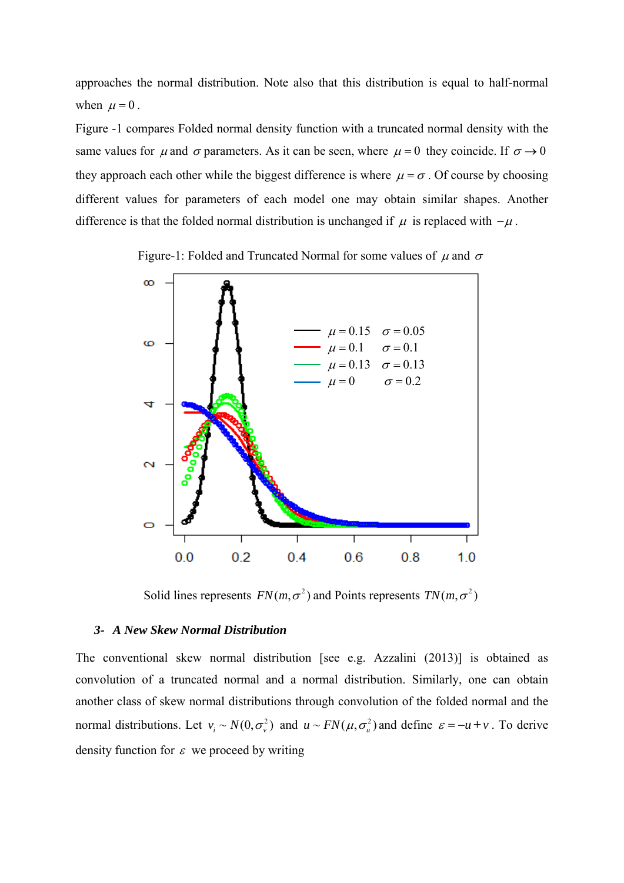approaches the normal distribution. Note also that this distribution is equal to half-normal when $\mu = 0$.

Figure -1 compares Folded normal density function with a truncated normal density with the same values for $\mu$ and $\sigma$ parameters. As it can be seen, where $\mu = 0$ they coincide. If $\sigma \to 0$ they approach each other while the biggest difference is where $\mu = \sigma$. Of course by choosing different values for parameters of each model one may obtain similar shapes. Another difference is that the folded normal distribution is unchanged if $\mu$ is replaced with $-\mu$.

Figure-1: Folded and Truncated Normal for some values of $\mu$ and $\sigma$

Solid lines represents $FN(m, \sigma^2)$ and Points represents $TN(m, \sigma^2)$

### 3- A New Skew Normal Distribution

The conventional skew normal distribution [see e.g. Azzalini (2013)] is obtained as convolution of a truncated normal and a normal distribution. Similarly, one can obtain another class of skew normal distributions through convolution of the folded normal and the normal distributions. Let $v_i \sim N(0, \sigma_v^2)$ and $u \sim FN(\mu, \sigma_u^2)$ and define $\varepsilon = -u + v$. To derive density function for $\varepsilon$ we proceed by writing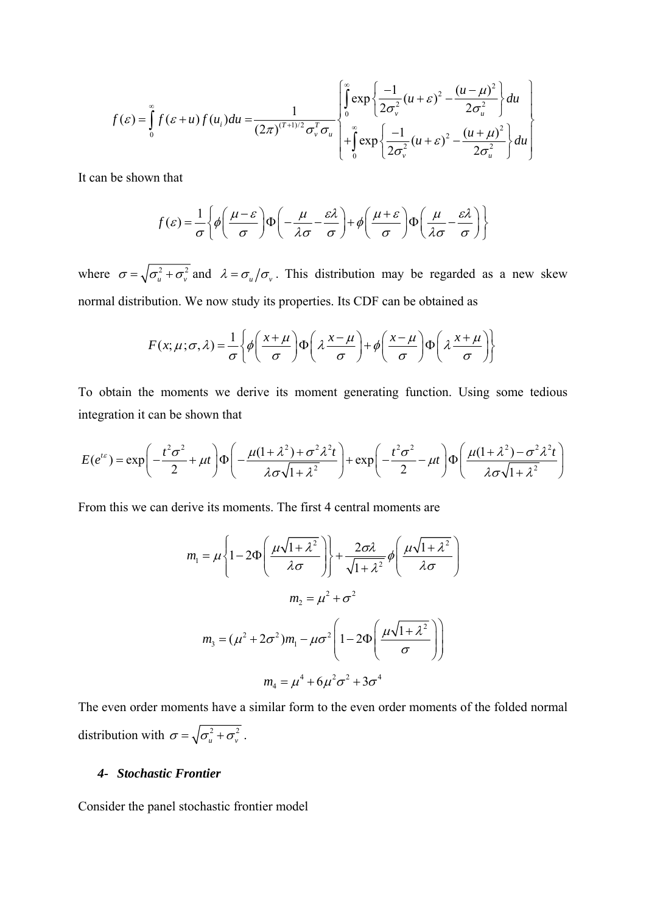$$f(\varepsilon)=\int_0^\infty f(\varepsilon+u)f(u_i)du=\frac{1}{(2\pi)^{(T+1)/2}\sigma_v^T\sigma_u}\left\{\begin{array}{l}\int_0^\infty \exp\left\{\frac{-1}{2\sigma_v^2}(u+\varepsilon)^2-\frac{(u-\mu)^2}{2\sigma_u^2}\right\}du \\ +\int_0^\infty \exp\left\{\frac{-1}{2\sigma_v^2}(u+\varepsilon)^2-\frac{(u+\mu)^2}{2\sigma_u^2}\right\}du\end{array}\right\}$$

It can be shown that

$$f(\varepsilon)=\frac{1}{\sigma}\left\{\phi\left(\frac{\mu-\varepsilon}{\sigma}\right)\Phi\left(-\frac{\mu}{\lambda\sigma}-\frac{\varepsilon\lambda}{\sigma}\right)+\phi\left(\frac{\mu+\varepsilon}{\sigma}\right)\Phi\left(\frac{\mu}{\lambda\sigma}-\frac{\varepsilon\lambda}{\sigma}\right)\right\}$$

where $\sigma=\sqrt{\sigma_u^2+\sigma_v^2}$ and $\lambda=\sigma_u/\sigma_v$. This distribution may be regarded as a new skew normal distribution. We now study its properties. Its CDF can be obtained as

$$F(x;\mu;\sigma,\lambda)=\frac{1}{\sigma}\left\{\phi\left(\frac{x+\mu}{\sigma}\right)\Phi\left(\lambda\frac{x-\mu}{\sigma}\right)+\phi\left(\frac{x-\mu}{\sigma}\right)\Phi\left(\lambda\frac{x+\mu}{\sigma}\right)\right\}$$

To obtain the moments we derive its moment generating function. Using some tedious integration it can be shown that

$$E(e^{t\varepsilon})=\exp\left(-\frac{t^2\sigma^2}{2}+\mu t\right)\Phi\left(-\frac{\mu(1+\lambda^2)+\sigma^2\lambda^2t}{\lambda\sigma\sqrt{1+\lambda^2}}\right)+\exp\left(-\frac{t^2\sigma^2}{2}-\mu t\right)\Phi\left(\frac{\mu(1+\lambda^2)-\sigma^2\lambda^2t}{\lambda\sigma\sqrt{1+\lambda^2}}\right)$$

From this we can derive its moments. The first 4 central moments are

$$m_1=\mu\left\{1-2\Phi\left(\frac{\mu\sqrt{1+\lambda^2}}{\lambda\sigma}\right)\right\}+\frac{2\sigma\lambda}{\sqrt{1+\lambda^2}}\phi\left(\frac{\mu\sqrt{1+\lambda^2}}{\lambda\sigma}\right)$$

$$m_2=\mu^2+\sigma^2$$

$$m_3=(\mu^2+2\sigma^2)m_1-\mu\sigma^2\left(1-2\Phi\left(\frac{\mu\sqrt{1+\lambda^2}}{\sigma}\right)\right)$$

$$m_4=\mu^4+6\mu^2\sigma^2+3\sigma^4$$

The even order moments have a similar form to the even order moments of the folded normal distribution with $\sigma=\sqrt{\sigma_u^2+\sigma_v^2}$.

### 4- *Stochastic Frontier*

Consider the panel stochastic frontier model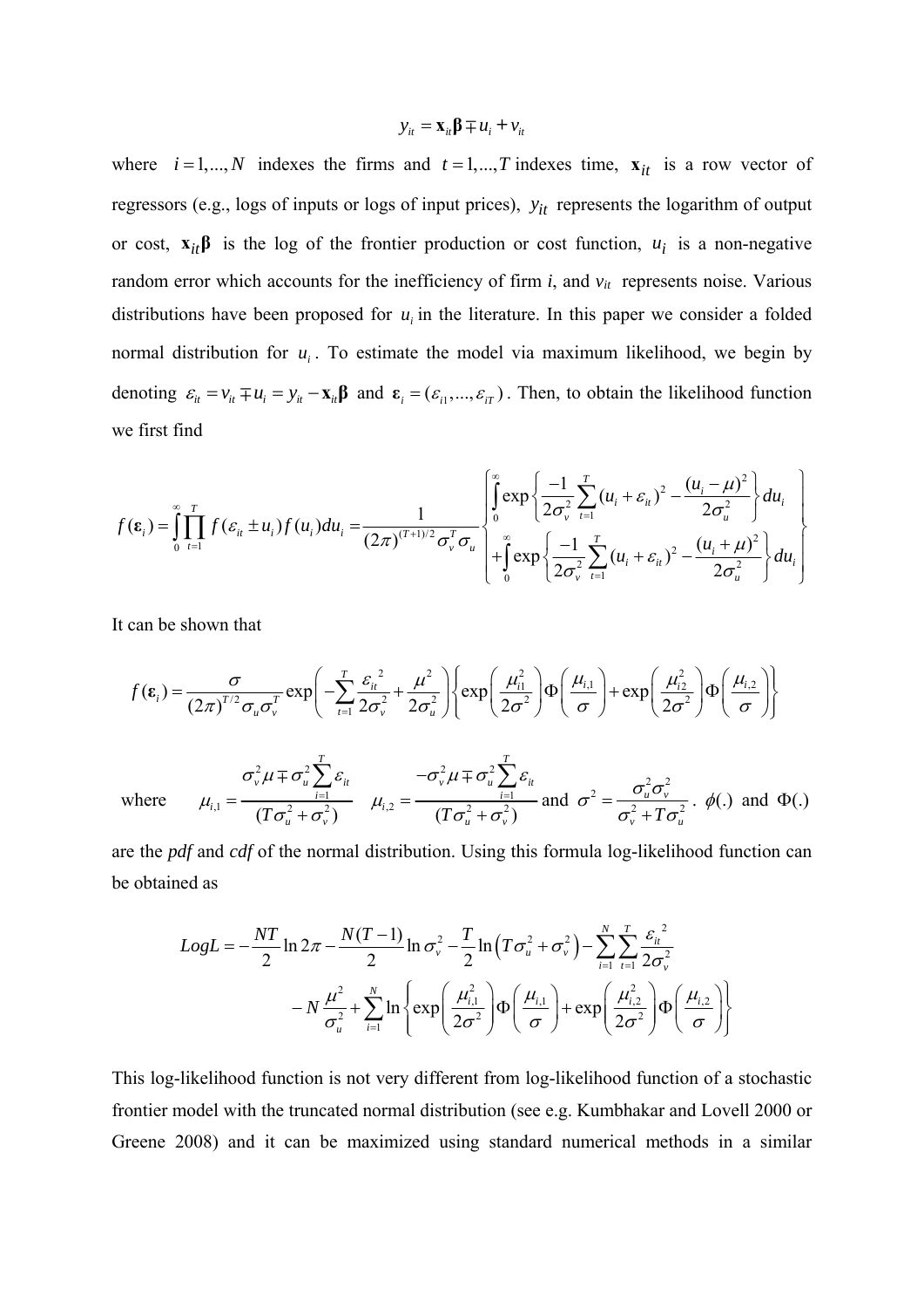$$y_{it} = \mathbf{x}_{it}\boldsymbol{\beta} \mp u_i + v_{it}$$

where $i = 1,...,N$ indexes the firms and $t = 1,...,T$ indexes time, $\mathbf{x}_{it}$ is a row vector of regressors (e.g., logs of inputs or logs of input prices), $y_{it}$ represents the logarithm of output or cost, $\mathbf{x}_{it}\boldsymbol{\beta}$ is the log of the frontier production or cost function, $u_i$ is a non-negative random error which accounts for the inefficiency of firm *i*, and $v_{it}$ represents noise. Various distributions have been proposed for $u_i$ in the literature. In this paper we consider a folded normal distribution for $u_i$. To estimate the model via maximum likelihood, we begin by denoting $\varepsilon_{it} = v_{it} \mp u_i = y_{it} - \mathbf{x}_{it}\boldsymbol{\beta}$ and $\boldsymbol{\varepsilon}_i = (\varepsilon_{i1},...,\varepsilon_{iT})$. Then, to obtain the likelihood function we first find

$$f(\boldsymbol{\varepsilon}_i) = \int_0^{\infty} \prod_{t=1}^{T} f(\varepsilon_{it} \pm u_i) f(u_i) du_i = \frac{1}{(2\pi)^{(T+1)/2}\sigma_v^T \sigma_u} \left\{ \begin{aligned} &\int_0^{\infty} \exp\left\{ \frac{-1}{2\sigma_v^2} \sum_{t=1}^{T} (u_i + \varepsilon_{it})^2 - \frac{(u_i - \mu)^2}{2\sigma_u^2} \right\} du_i \\ &+ \int_0^{\infty} \exp\left\{ \frac{-1}{2\sigma_v^2} \sum_{t=1}^{T} (u_i + \varepsilon_{it})^2 - \frac{(u_i + \mu)^2}{2\sigma_u^2} \right\} du_i \end{aligned} \right\}$$

It can be shown that

$$f(\boldsymbol{\varepsilon}_i) = \frac{\sigma}{(2\pi)^{T/2}\sigma_u \sigma_v^T} \exp\left( -\sum_{t=1}^{T} \frac{\varepsilon_{it}^{\ 2}}{2\sigma_v^2} + \frac{\mu^2}{2\sigma_u^2} \right) \left\{ \exp\left( \frac{\mu_{i1}^2}{2\sigma^2} \right) \Phi\left( \frac{\mu_{i,1}}{\sigma} \right) + \exp\left( \frac{\mu_{i2}^2}{2\sigma^2} \right) \Phi\left( \frac{\mu_{i,2}}{\sigma} \right) \right\}$$

where $\mu_{i,1} = \dfrac{\sigma_v^2 \mu \mp \sigma_u^2 \sum_{i=1}^{T} \varepsilon_{it}}{(T\sigma_u^2 + \sigma_v^2)}$ $\quad \mu_{i,2} = \dfrac{-\sigma_v^2 \mu \mp \sigma_u^2 \sum_{i=1}^{T} \varepsilon_{it}}{(T\sigma_u^2 + \sigma_v^2)}$ and $\sigma^2 = \dfrac{\sigma_u^2 \sigma_v^2}{\sigma_v^2 + T\sigma_u^2}$. $\phi(.)$ and $\Phi(.)$ are the *pdf* and *cdf* of the normal distribution. Using this formula log-likelihood function can be obtained as

$$\begin{aligned} LogL = &-\frac{NT}{2}\ln 2\pi - \frac{N(T-1)}{2}\ln \sigma_v^2 - \frac{T}{2}\ln\left(T\sigma_u^2 + \sigma_v^2\right) - \sum_{i=1}^{N}\sum_{t=1}^{T} \frac{\varepsilon_{it}^{\ 2}}{2\sigma_v^2} \\ &- N\frac{\mu^2}{\sigma_u^2} + \sum_{i=1}^{N} \ln\left\{ \exp\left( \frac{\mu_{i,1}^2}{2\sigma^2} \right) \Phi\left( \frac{\mu_{i,1}}{\sigma} \right) + \exp\left( \frac{\mu_{i,2}^2}{2\sigma^2} \right) \Phi\left( \frac{\mu_{i,2}}{\sigma} \right) \right\} \end{aligned}$$

This log-likelihood function is not very different from log-likelihood function of a stochastic frontier model with the truncated normal distribution (see e.g. Kumbhakar and Lovell 2000 or Greene 2008) and it can be maximized using standard numerical methods in a similar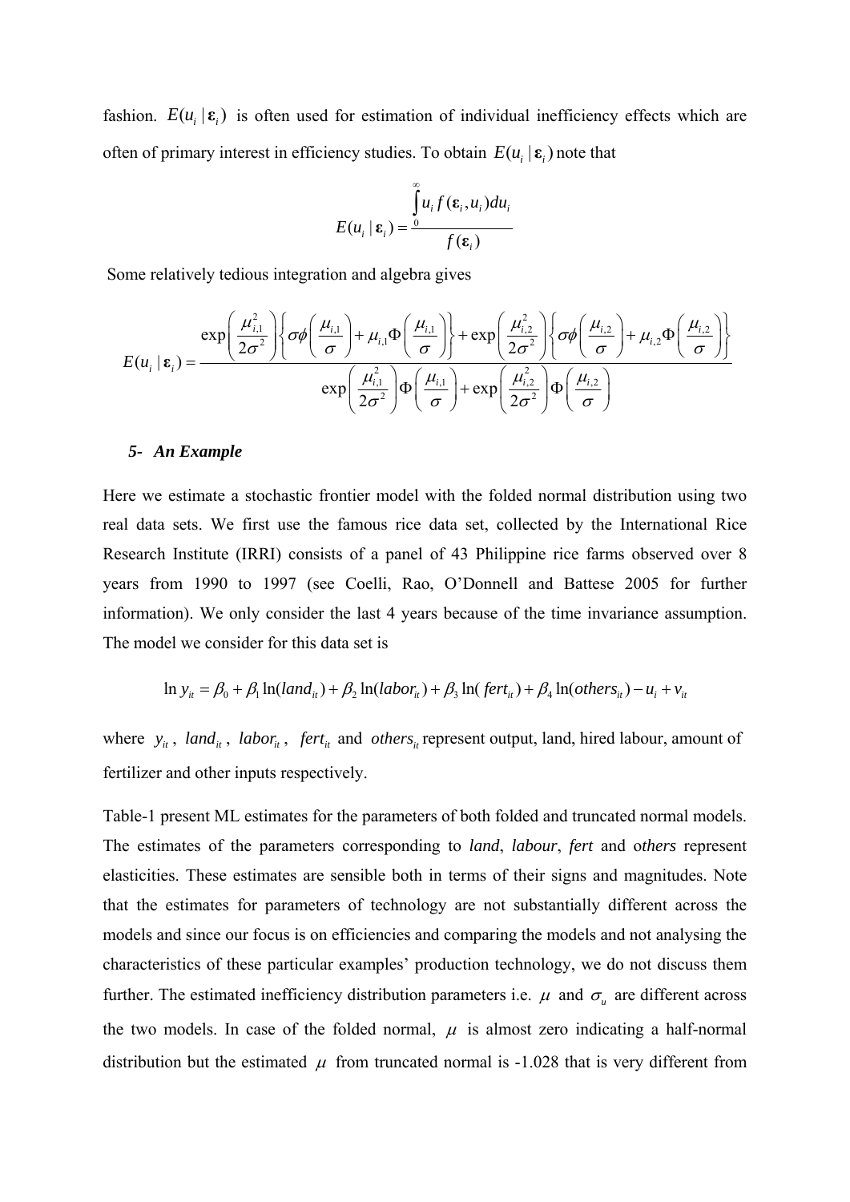fashion. $E(u_i \mid \boldsymbol{\varepsilon}_i)$ is often used for estimation of individual inefficiency effects which are often of primary interest in efficiency studies. To obtain $E(u_i \mid \boldsymbol{\varepsilon}_i)$ note that

$$E(u_i \mid \boldsymbol{\varepsilon}_i) = \frac{\int_0^\infty u_i f(\boldsymbol{\varepsilon}_i, u_i) du_i}{f(\boldsymbol{\varepsilon}_i)}$$

Some relatively tedious integration and algebra gives

$$E(u_i \mid \boldsymbol{\varepsilon}_i) = \frac{\exp\left(\frac{\mu_{i,1}^2}{2\sigma^2}\right)\left\{\sigma\phi\left(\frac{\mu_{i,1}}{\sigma}\right) + \mu_{i,1}\Phi\left(\frac{\mu_{i,1}}{\sigma}\right)\right\} + \exp\left(\frac{\mu_{i,2}^2}{2\sigma^2}\right)\left\{\sigma\phi\left(\frac{\mu_{i,2}}{\sigma}\right) + \mu_{i,2}\Phi\left(\frac{\mu_{i,2}}{\sigma}\right)\right\}}{\exp\left(\frac{\mu_{i,1}^2}{2\sigma^2}\right)\Phi\left(\frac{\mu_{i,1}}{\sigma}\right) + \exp\left(\frac{\mu_{i,2}^2}{2\sigma^2}\right)\Phi\left(\frac{\mu_{i,2}}{\sigma}\right)}$$

### *5- An Example*

Here we estimate a stochastic frontier model with the folded normal distribution using two real data sets. We first use the famous rice data set, collected by the International Rice Research Institute (IRRI) consists of a panel of 43 Philippine rice farms observed over 8 years from 1990 to 1997 (see Coelli, Rao, O'Donnell and Battese 2005 for further information). We only consider the last 4 years because of the time invariance assumption. The model we consider for this data set is

$$\ln y_{it} = \beta_0 + \beta_1 \ln(land_{it}) + \beta_2 \ln(labor_{it}) + \beta_3 \ln(fert_{it}) + \beta_4 \ln(others_{it}) - u_i + v_{it}$$

where $y_{it}$, $land_{it}$, $labor_{it}$, $fert_{it}$ and $others_{it}$ represent output, land, hired labour, amount of fertilizer and other inputs respectively.

Table-1 present ML estimates for the parameters of both folded and truncated normal models. The estimates of the parameters corresponding to *land*, *labour*, *fert* and *others* represent elasticities. These estimates are sensible both in terms of their signs and magnitudes. Note that the estimates for parameters of technology are not substantially different across the models and since our focus is on efficiencies and comparing the models and not analysing the characteristics of these particular examples' production technology, we do not discuss them further. The estimated inefficiency distribution parameters i.e. $\mu$ and $\sigma_u$ are different across the two models. In case of the folded normal, $\mu$ is almost zero indicating a half-normal distribution but the estimated $\mu$ from truncated normal is -1.028 that is very different from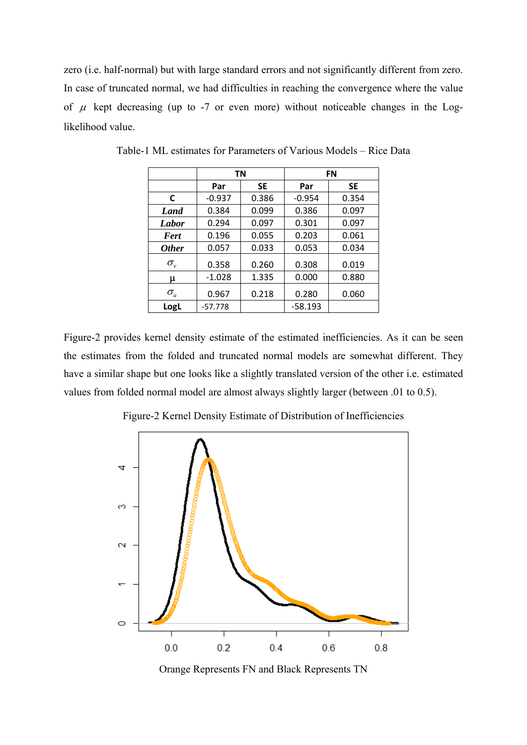zero (i.e. half-normal) but with large standard errors and not significantly different from zero. In case of truncated normal, we had difficulties in reaching the convergence where the value of $\mu$ kept decreasing (up to -7 or even more) without noticeable changes in the Log-likelihood value.

Table-1 ML estimates for Parameters of Various Models – Rice Data

| | TN | | FN | |
|---|---|---|---|---|
| | Par | SE | Par | SE |
| **C** | -0.937 | 0.386 | -0.954 | 0.354 |
| ***Land*** | 0.384 | 0.099 | 0.386 | 0.097 |
| ***Labor*** | 0.294 | 0.097 | 0.301 | 0.097 |
| ***Fert*** | 0.196 | 0.055 | 0.203 | 0.061 |
| ***Other*** | 0.057 | 0.033 | 0.053 | 0.034 |
| $\sigma_v$ | 0.358 | 0.260 | 0.308 | 0.019 |
| $\mu$ | -1.028 | 1.335 | 0.000 | 0.880 |
| $\sigma_u$ | 0.967 | 0.218 | 0.280 | 0.060 |
| **LogL** | -57.778 | | -58.193 | |

Figure-2 provides kernel density estimate of the estimated inefficiencies. As it can be seen the estimates from the folded and truncated normal models are somewhat different. They have a similar shape but one looks like a slightly translated version of the other i.e. estimated values from folded normal model are almost always slightly larger (between .01 to 0.5).

Figure-2 Kernel Density Estimate of Distribution of Inefficiencies

Orange Represents FN and Black Represents TN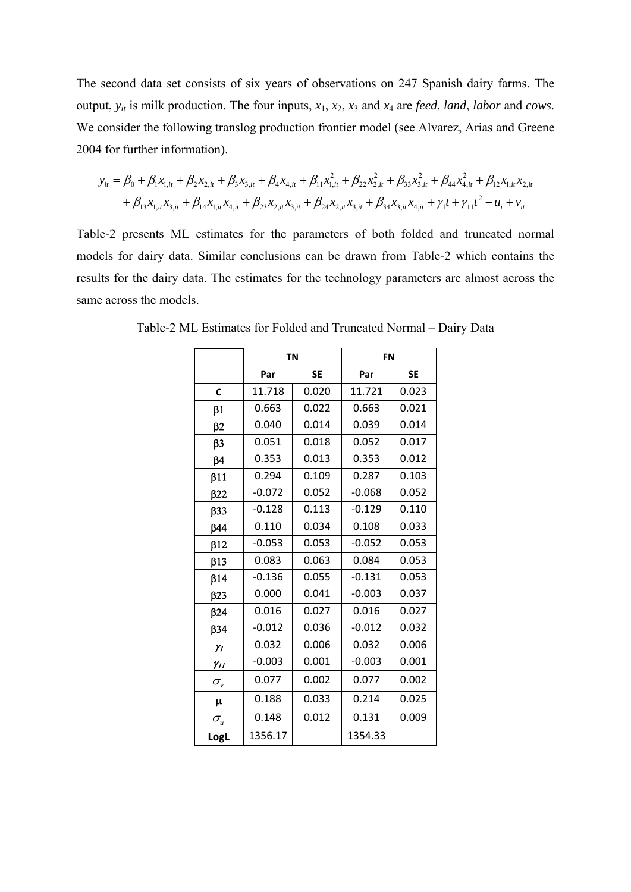The second data set consists of six years of observations on 247 Spanish dairy farms. The output, $y_{it}$ is milk production. The four inputs, $x_1$, $x_2$, $x_3$ and $x_4$ are *feed*, *land*, *labor* and *cows*. We consider the following translog production frontier model (see Alvarez, Arias and Greene 2004 for further information).

$$
\begin{aligned}
y_{it} = {} & \beta_0 + \beta_1 x_{1,it} + \beta_2 x_{2,it} + \beta_3 x_{3,it} + \beta_4 x_{4,it} + \beta_{11} x_{1,it}^2 + \beta_{22} x_{2,it}^2 + \beta_{33} x_{3,it}^2 + \beta_{44} x_{4,it}^2 + \beta_{12} x_{1,it} x_{2,it} \\
& + \beta_{13} x_{1,it} x_{3,it} + \beta_{14} x_{1,it} x_{4,it} + \beta_{23} x_{2,it} x_{3,it} + \beta_{24} x_{2,it} x_{3,it} + \beta_{34} x_{3,it} x_{4,it} + \gamma_1 t + \gamma_{11} t^2 - u_i + v_{it}
\end{aligned}
$$

Table-2 presents ML estimates for the parameters of both folded and truncated normal models for dairy data. Similar conclusions can be drawn from Table-2 which contains the results for the dairy data. The estimates for the technology parameters are almost across the same across the models.

Table-2 ML Estimates for Folded and Truncated Normal – Dairy Data

| | TN | | FN | |
|---|---|---|---|---|
| | **Par** | **SE** | **Par** | **SE** |
| **C** | 11.718 | 0.020 | 11.721 | 0.023 |
| $\beta 1$ | 0.663 | 0.022 | 0.663 | 0.021 |
| $\beta 2$ | 0.040 | 0.014 | 0.039 | 0.014 |
| $\beta 3$ | 0.051 | 0.018 | 0.052 | 0.017 |
| $\beta 4$ | 0.353 | 0.013 | 0.353 | 0.012 |
| $\beta 11$ | 0.294 | 0.109 | 0.287 | 0.103 |
| $\beta 22$ | -0.072 | 0.052 | -0.068 | 0.052 |
| $\beta 33$ | -0.128 | 0.113 | -0.129 | 0.110 |
| $\beta 44$ | 0.110 | 0.034 | 0.108 | 0.033 |
| $\beta 12$ | -0.053 | 0.053 | -0.052 | 0.053 |
| $\beta 13$ | 0.083 | 0.063 | 0.084 | 0.053 |
| $\beta 14$ | -0.136 | 0.055 | -0.131 | 0.053 |
| $\beta 23$ | 0.000 | 0.041 | -0.003 | 0.037 |
| $\beta 24$ | 0.016 | 0.027 | 0.016 | 0.027 |
| $\beta 34$ | -0.012 | 0.036 | -0.012 | 0.032 |
| $\gamma_1$ | 0.032 | 0.006 | 0.032 | 0.006 |
| $\gamma_{11}$ | -0.003 | 0.001 | -0.003 | 0.001 |
| $\sigma_v$ | 0.077 | 0.002 | 0.077 | 0.002 |
| $\mu$ | 0.188 | 0.033 | 0.214 | 0.025 |
| $\sigma_u$ | 0.148 | 0.012 | 0.131 | 0.009 |
| **LogL** | 1356.17 | | 1354.33 | |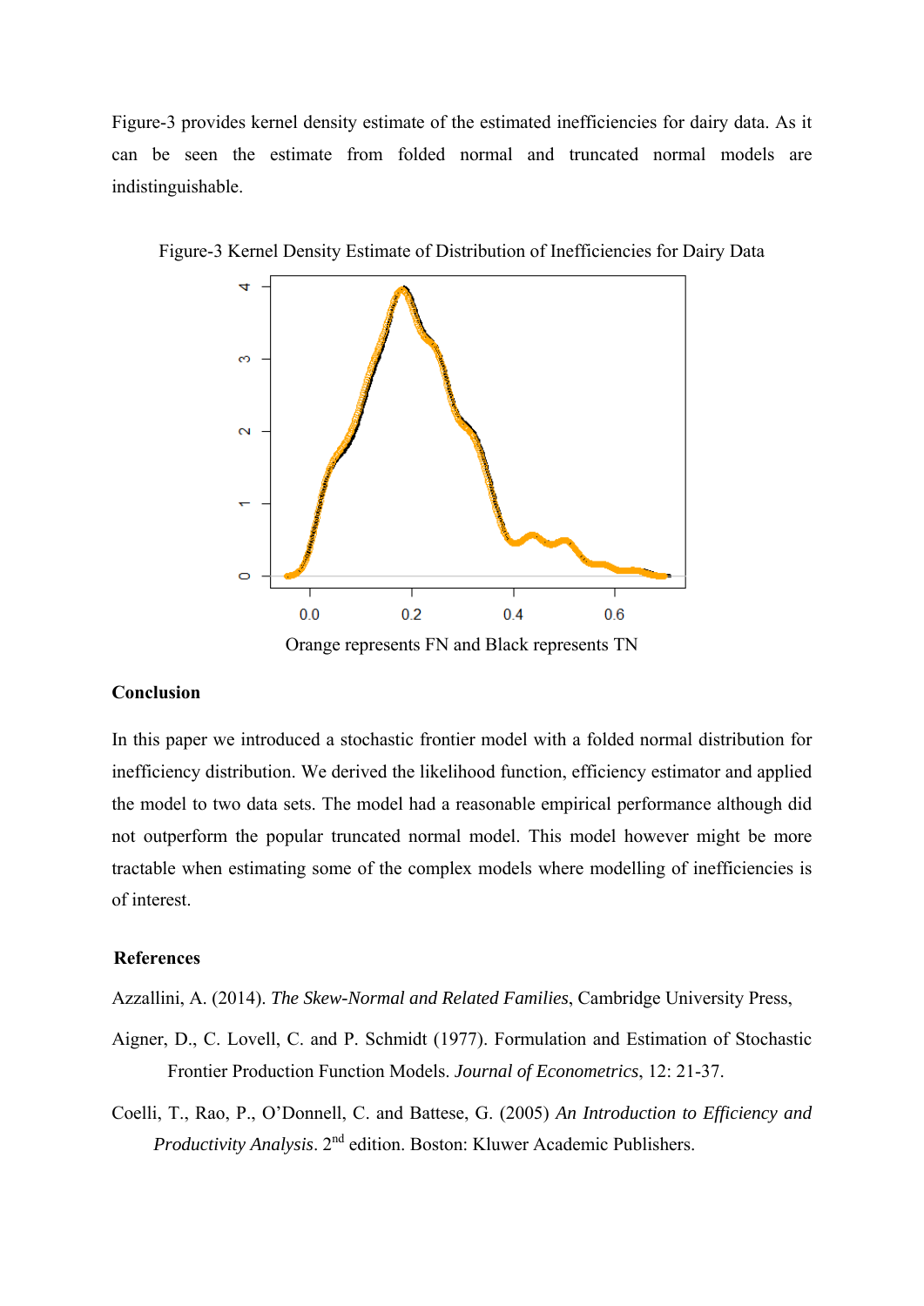Figure-3 provides kernel density estimate of the estimated inefficiencies for dairy data. As it can be seen the estimate from folded normal and truncated normal models are indistinguishable.

Figure-3 Kernel Density Estimate of Distribution of Inefficiencies for Dairy Data

Orange represents FN and Black represents TN

## Conclusion

In this paper we introduced a stochastic frontier model with a folded normal distribution for inefficiency distribution. We derived the likelihood function, efficiency estimator and applied the model to two data sets. The model had a reasonable empirical performance although did not outperform the popular truncated normal model. This model however might be more tractable when estimating some of the complex models where modelling of inefficiencies is of interest.

## References

Azzallini, A. (2014). *The Skew-Normal and Related Families*, Cambridge University Press,

Aigner, D., C. Lovell, C. and P. Schmidt (1977). Formulation and Estimation of Stochastic Frontier Production Function Models. *Journal of Econometrics*, 12: 21-37.

Coelli, T., Rao, P., O'Donnell, C. and Battese, G. (2005) *An Introduction to Efficiency and Productivity Analysis*. 2nd edition. Boston: Kluwer Academic Publishers.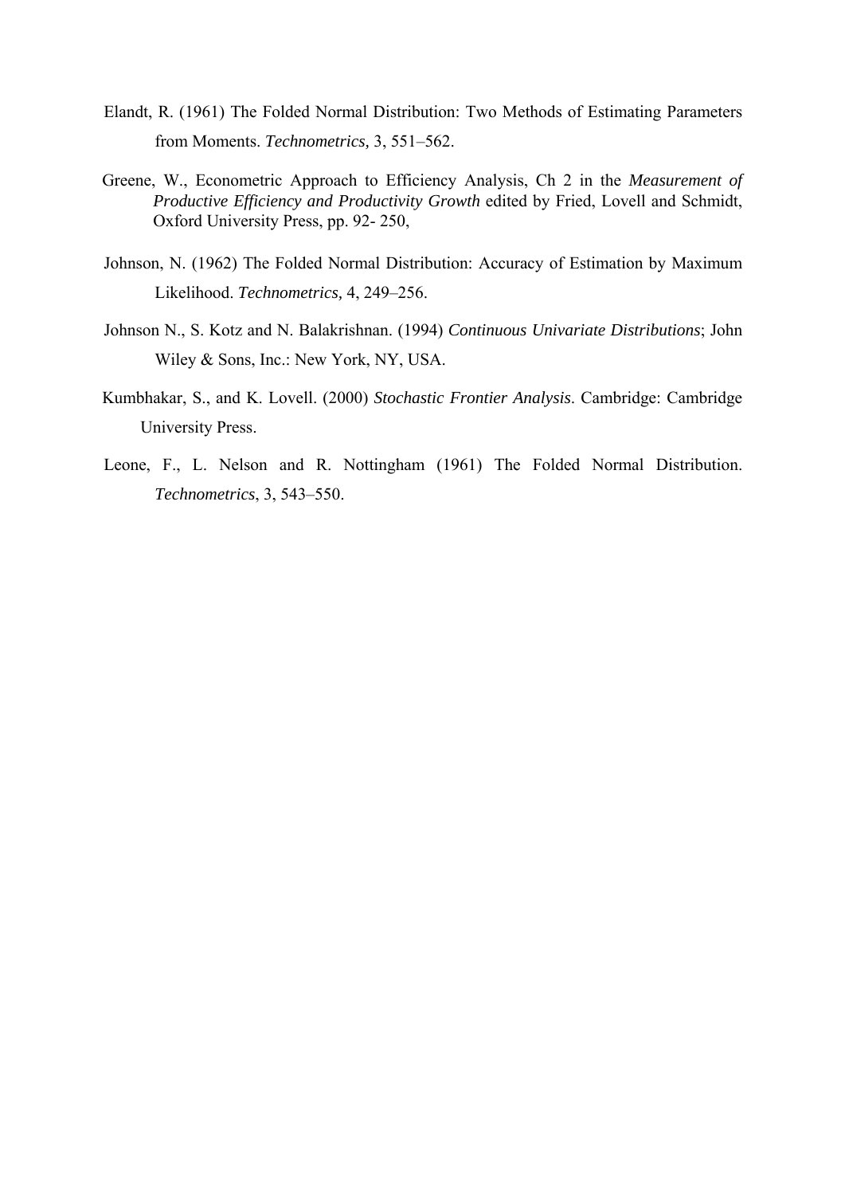Elandt, R. (1961) The Folded Normal Distribution: Two Methods of Estimating Parameters from Moments. *Technometrics,* 3, 551–562.

Greene, W., Econometric Approach to Efficiency Analysis, Ch 2 in the *Measurement of Productive Efficiency and Productivity Growth* edited by Fried, Lovell and Schmidt, Oxford University Press, pp. 92- 250,

Johnson, N. (1962) The Folded Normal Distribution: Accuracy of Estimation by Maximum Likelihood. *Technometrics,* 4, 249–256.

Johnson N., S. Kotz and N. Balakrishnan. (1994) *Continuous Univariate Distributions*; John Wiley & Sons, Inc.: New York, NY, USA.

Kumbhakar, S., and K. Lovell. (2000) *Stochastic Frontier Analysis*. Cambridge: Cambridge University Press.

Leone, F., L. Nelson and R. Nottingham (1961) The Folded Normal Distribution. *Technometrics*, 3, 543–550.